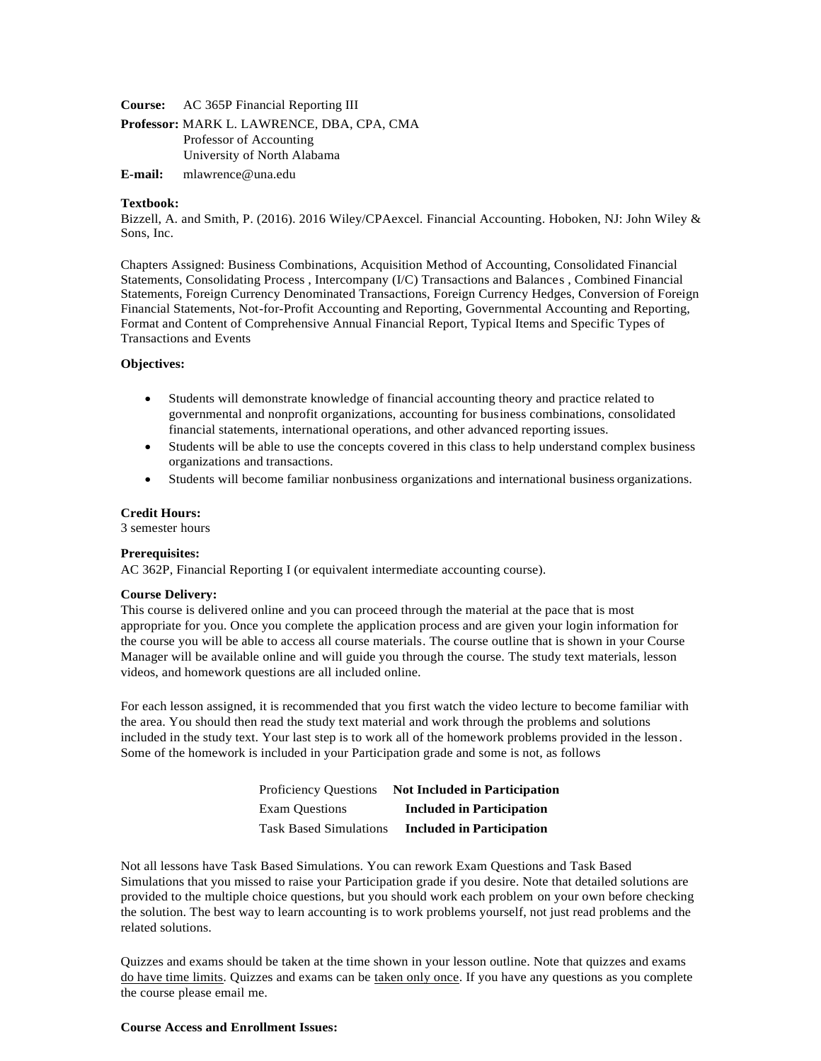**Course:** AC 365P Financial Reporting III

**Professor:** MARK L. LAWRENCE, DBA, CPA, CMA
Professor of Accounting
University of North Alabama

**E-mail:** mlawrence@una.edu

**Textbook:**
Bizzell, A. and Smith, P. (2016). 2016 Wiley/CPAexcel. Financial Accounting. Hoboken, NJ: John Wiley & Sons, Inc.

Chapters Assigned: Business Combinations, Acquisition Method of Accounting, Consolidated Financial Statements, Consolidating Process , Intercompany (I/C) Transactions and Balances , Combined Financial Statements, Foreign Currency Denominated Transactions, Foreign Currency Hedges, Conversion of Foreign Financial Statements, Not-for-Profit Accounting and Reporting, Governmental Accounting and Reporting, Format and Content of Comprehensive Annual Financial Report, Typical Items and Specific Types of Transactions and Events

**Objectives:**

- Students will demonstrate knowledge of financial accounting theory and practice related to governmental and nonprofit organizations, accounting for business combinations, consolidated financial statements, international operations, and other advanced reporting issues.
- Students will be able to use the concepts covered in this class to help understand complex business organizations and transactions.
- Students will become familiar nonbusiness organizations and international business organizations.

**Credit Hours:**
3 semester hours

**Prerequisites:**
AC 362P, Financial Reporting I (or equivalent intermediate accounting course).

**Course Delivery:**
This course is delivered online and you can proceed through the material at the pace that is most appropriate for you. Once you complete the application process and are given your login information for the course you will be able to access all course materials. The course outline that is shown in your Course Manager will be available online and will guide you through the course. The study text materials, lesson videos, and homework questions are all included online.

For each lesson assigned, it is recommended that you first watch the video lecture to become familiar with the area. You should then read the study text material and work through the problems and solutions included in the study text. Your last step is to work all of the homework problems provided in the lesson. Some of the homework is included in your Participation grade and some is not, as follows

| | |
|---|---|
| Proficiency Questions | **Not Included in Participation** |
| Exam Questions | **Included in Participation** |
| Task Based Simulations | **Included in Participation** |

Not all lessons have Task Based Simulations. You can rework Exam Questions and Task Based Simulations that you missed to raise your Participation grade if you desire. Note that detailed solutions are provided to the multiple choice questions, but you should work each problem on your own before checking the solution. The best way to learn accounting is to work problems yourself, not just read problems and the related solutions.

Quizzes and exams should be taken at the time shown in your lesson outline. Note that quizzes and exams <u>do have time limits</u>. Quizzes and exams can be <u>taken only once</u>. If you have any questions as you complete the course please email me.

**Course Access and Enrollment Issues:**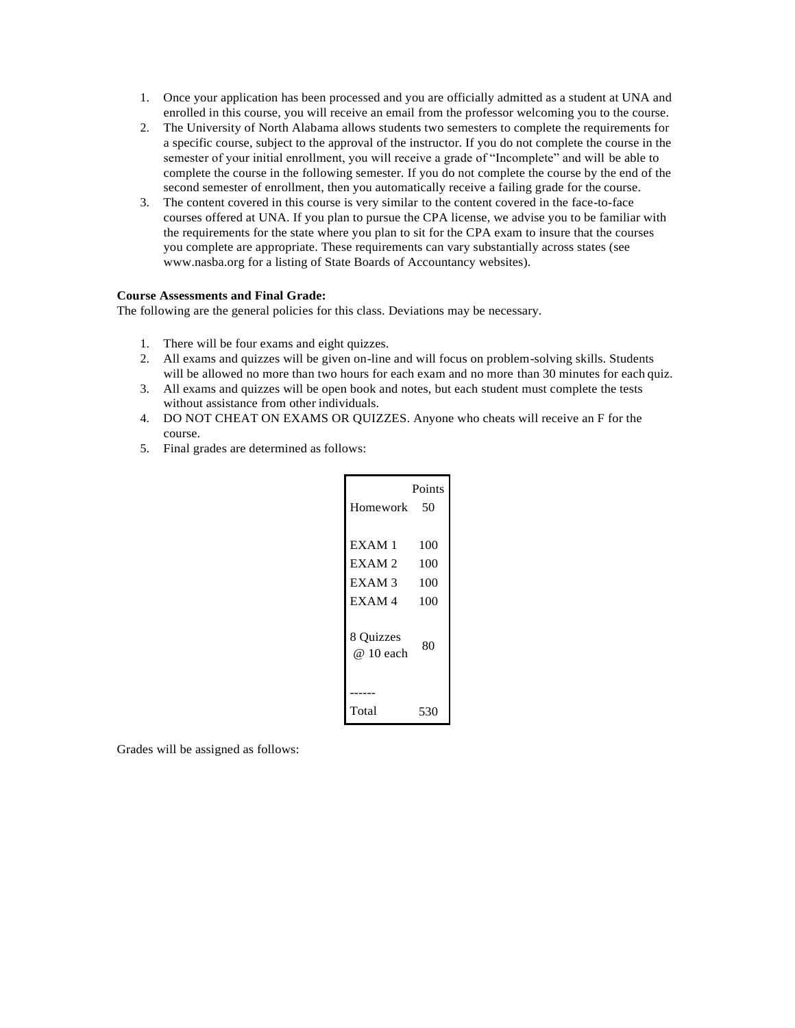1. Once your application has been processed and you are officially admitted as a student at UNA and enrolled in this course, you will receive an email from the professor welcoming you to the course.
2. The University of North Alabama allows students two semesters to complete the requirements for a specific course, subject to the approval of the instructor. If you do not complete the course in the semester of your initial enrollment, you will receive a grade of "Incomplete" and will be able to complete the course in the following semester. If you do not complete the course by the end of the second semester of enrollment, then you automatically receive a failing grade for the course.
3. The content covered in this course is very similar to the content covered in the face-to-face courses offered at UNA. If you plan to pursue the CPA license, we advise you to be familiar with the requirements for the state where you plan to sit for the CPA exam to insure that the courses you complete are appropriate. These requirements can vary substantially across states (see www.nasba.org for a listing of State Boards of Accountancy websites).

**Course Assessments and Final Grade:**
The following are the general policies for this class. Deviations may be necessary.

1. There will be four exams and eight quizzes.
2. All exams and quizzes will be given on-line and will focus on problem-solving skills. Students will be allowed no more than two hours for each exam and no more than 30 minutes for each quiz.
3. All exams and quizzes will be open book and notes, but each student must complete the tests without assistance from other individuals.
4. DO NOT CHEAT ON EXAMS OR QUIZZES. Anyone who cheats will receive an F for the course.
5. Final grades are determined as follows:

| | Points |
|---|---|
| Homework | 50 |
| EXAM 1 | 100 |
| EXAM 2 | 100 |
| EXAM 3 | 100 |
| EXAM 4 | 100 |
| 8 Quizzes @ 10 each | 80 |
| ------ | |
| Total | 530 |

Grades will be assigned as follows: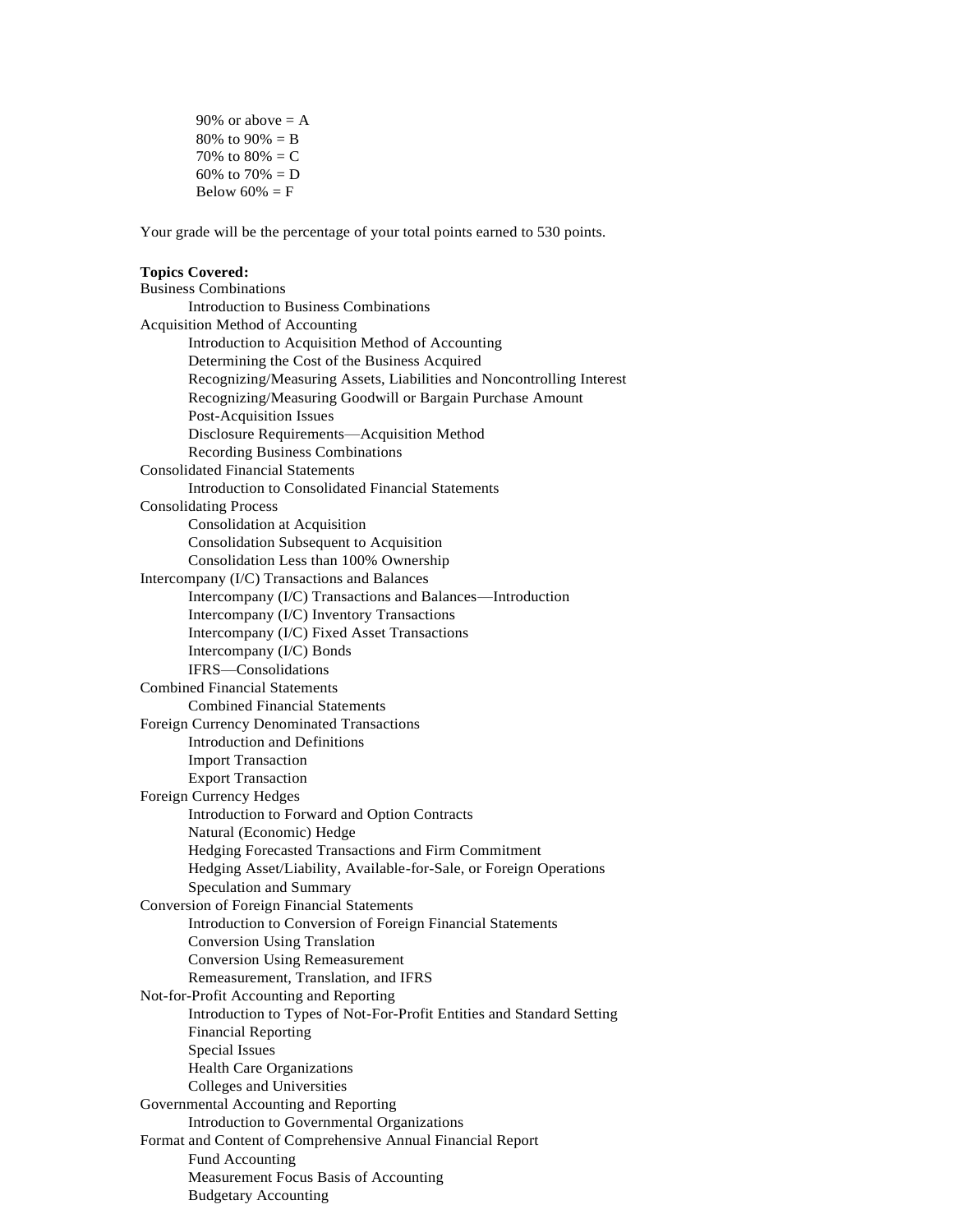90% or above = A
80% to 90% = B
70% to 80% = C
60% to 70% = D
Below 60% = F

Your grade will be the percentage of your total points earned to 530 points.

**Topics Covered:**

- Business Combinations
  - Introduction to Business Combinations
- Acquisition Method of Accounting
  - Introduction to Acquisition Method of Accounting
  - Determining the Cost of the Business Acquired
  - Recognizing/Measuring Assets, Liabilities and Noncontrolling Interest
  - Recognizing/Measuring Goodwill or Bargain Purchase Amount
  - Post-Acquisition Issues
  - Disclosure Requirements—Acquisition Method
  - Recording Business Combinations
- Consolidated Financial Statements
  - Introduction to Consolidated Financial Statements
- Consolidating Process
  - Consolidation at Acquisition
  - Consolidation Subsequent to Acquisition
  - Consolidation Less than 100% Ownership
- Intercompany (I/C) Transactions and Balances
  - Intercompany (I/C) Transactions and Balances—Introduction
  - Intercompany (I/C) Inventory Transactions
  - Intercompany (I/C) Fixed Asset Transactions
  - Intercompany (I/C) Bonds
  - IFRS—Consolidations
- Combined Financial Statements
  - Combined Financial Statements
- Foreign Currency Denominated Transactions
  - Introduction and Definitions
  - Import Transaction
  - Export Transaction
- Foreign Currency Hedges
  - Introduction to Forward and Option Contracts
  - Natural (Economic) Hedge
  - Hedging Forecasted Transactions and Firm Commitment
  - Hedging Asset/Liability, Available-for-Sale, or Foreign Operations
  - Speculation and Summary
- Conversion of Foreign Financial Statements
  - Introduction to Conversion of Foreign Financial Statements
  - Conversion Using Translation
  - Conversion Using Remeasurement
  - Remeasurement, Translation, and IFRS
- Not-for-Profit Accounting and Reporting
  - Introduction to Types of Not-For-Profit Entities and Standard Setting
  - Financial Reporting
  - Special Issues
  - Health Care Organizations
  - Colleges and Universities
- Governmental Accounting and Reporting
  - Introduction to Governmental Organizations
- Format and Content of Comprehensive Annual Financial Report
  - Fund Accounting
  - Measurement Focus Basis of Accounting
  - Budgetary Accounting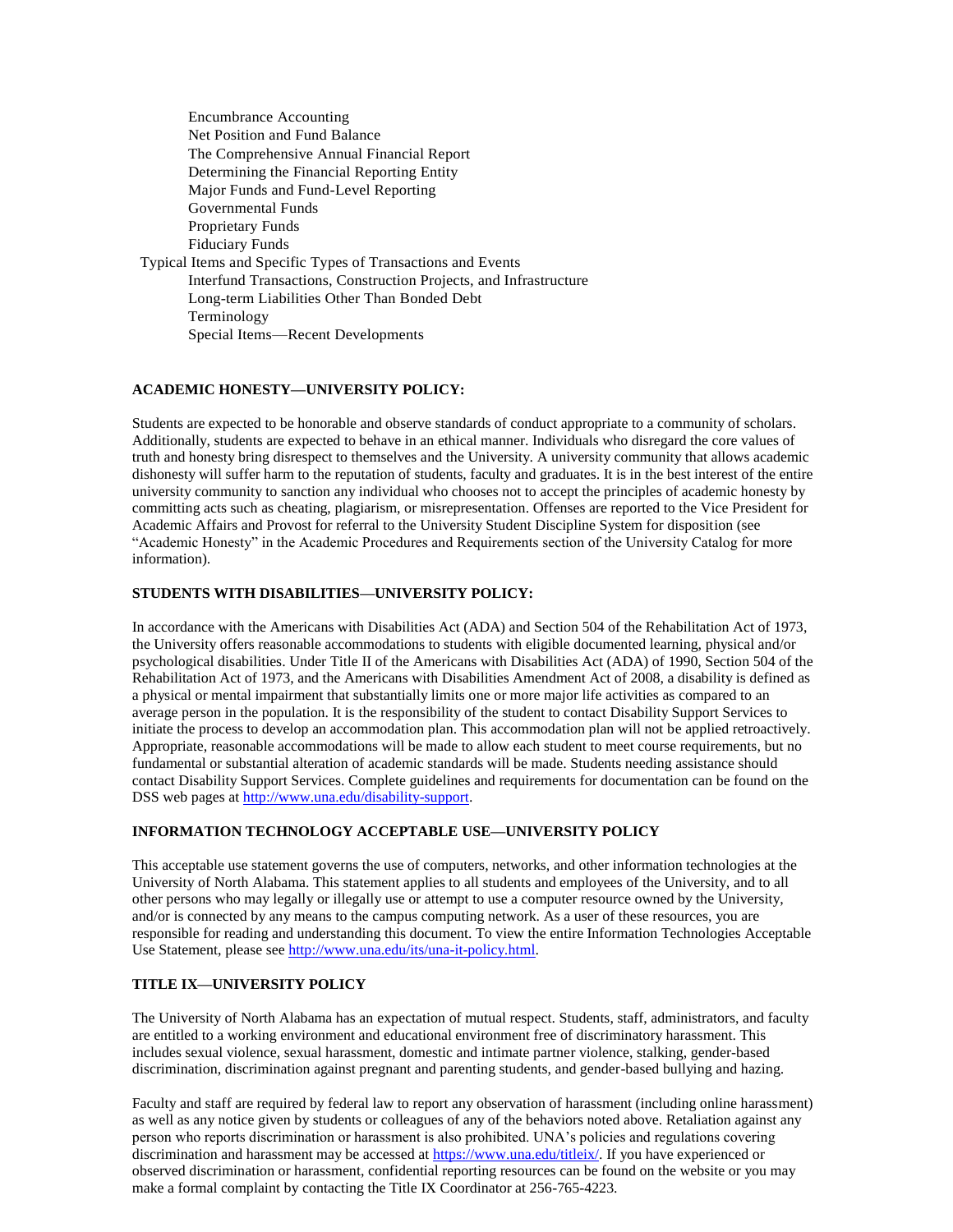- Encumbrance Accounting
  - Net Position and Fund Balance
  - The Comprehensive Annual Financial Report
  - Determining the Financial Reporting Entity
  - Major Funds and Fund-Level Reporting
  - Governmental Funds
  - Proprietary Funds
  - Fiduciary Funds
- Typical Items and Specific Types of Transactions and Events
  - Interfund Transactions, Construction Projects, and Infrastructure
  - Long-term Liabilities Other Than Bonded Debt
  - Terminology
  - Special Items—Recent Developments

**ACADEMIC HONESTY—UNIVERSITY POLICY:**

Students are expected to be honorable and observe standards of conduct appropriate to a community of scholars. Additionally, students are expected to behave in an ethical manner. Individuals who disregard the core values of truth and honesty bring disrespect to themselves and the University. A university community that allows academic dishonesty will suffer harm to the reputation of students, faculty and graduates. It is in the best interest of the entire university community to sanction any individual who chooses not to accept the principles of academic honesty by committing acts such as cheating, plagiarism, or misrepresentation. Offenses are reported to the Vice President for Academic Affairs and Provost for referral to the University Student Discipline System for disposition (see "Academic Honesty" in the Academic Procedures and Requirements section of the University Catalog for more information).

**STUDENTS WITH DISABILITIES—UNIVERSITY POLICY:**

In accordance with the Americans with Disabilities Act (ADA) and Section 504 of the Rehabilitation Act of 1973, the University offers reasonable accommodations to students with eligible documented learning, physical and/or psychological disabilities. Under Title II of the Americans with Disabilities Act (ADA) of 1990, Section 504 of the Rehabilitation Act of 1973, and the Americans with Disabilities Amendment Act of 2008, a disability is defined as a physical or mental impairment that substantially limits one or more major life activities as compared to an average person in the population. It is the responsibility of the student to contact Disability Support Services to initiate the process to develop an accommodation plan. This accommodation plan will not be applied retroactively. Appropriate, reasonable accommodations will be made to allow each student to meet course requirements, but no fundamental or substantial alteration of academic standards will be made. Students needing assistance should contact Disability Support Services. Complete guidelines and requirements for documentation can be found on the DSS web pages at http://www.una.edu/disability-support.

**INFORMATION TECHNOLOGY ACCEPTABLE USE—UNIVERSITY POLICY**

This acceptable use statement governs the use of computers, networks, and other information technologies at the University of North Alabama. This statement applies to all students and employees of the University, and to all other persons who may legally or illegally use or attempt to use a computer resource owned by the University, and/or is connected by any means to the campus computing network. As a user of these resources, you are responsible for reading and understanding this document. To view the entire Information Technologies Acceptable Use Statement, please see http://www.una.edu/its/una-it-policy.html.

**TITLE IX—UNIVERSITY POLICY**

The University of North Alabama has an expectation of mutual respect. Students, staff, administrators, and faculty are entitled to a working environment and educational environment free of discriminatory harassment. This includes sexual violence, sexual harassment, domestic and intimate partner violence, stalking, gender-based discrimination, discrimination against pregnant and parenting students, and gender-based bullying and hazing.

Faculty and staff are required by federal law to report any observation of harassment (including online harassment) as well as any notice given by students or colleagues of any of the behaviors noted above. Retaliation against any person who reports discrimination or harassment is also prohibited. UNA's policies and regulations covering discrimination and harassment may be accessed at https://www.una.edu/titleix/. If you have experienced or observed discrimination or harassment, confidential reporting resources can be found on the website or you may make a formal complaint by contacting the Title IX Coordinator at 256-765-4223.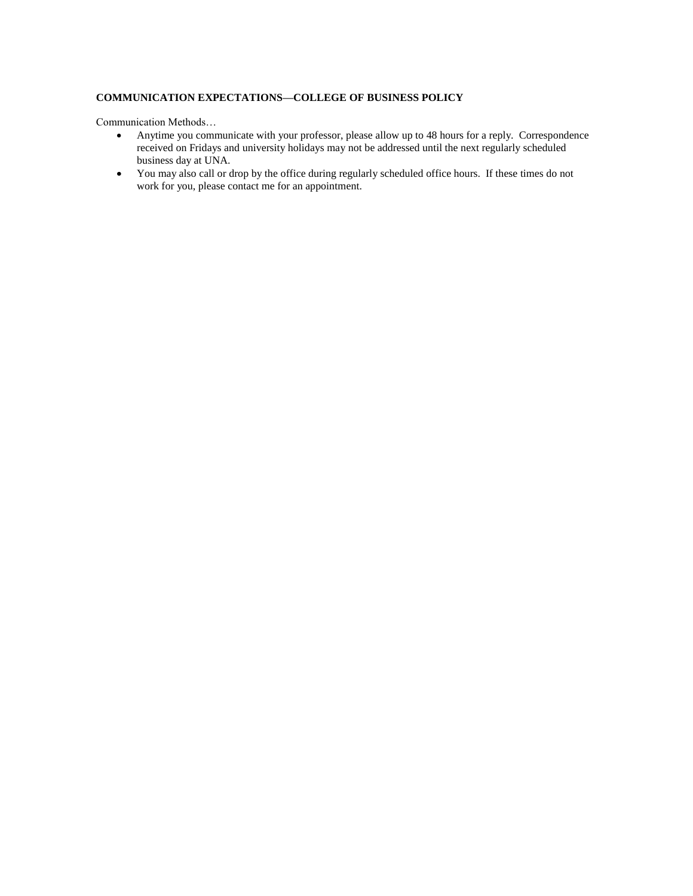**COMMUNICATION EXPECTATIONS—COLLEGE OF BUSINESS POLICY**

Communication Methods…

- Anytime you communicate with your professor, please allow up to 48 hours for a reply. Correspondence received on Fridays and university holidays may not be addressed until the next regularly scheduled business day at UNA.
- You may also call or drop by the office during regularly scheduled office hours. If these times do not work for you, please contact me for an appointment.